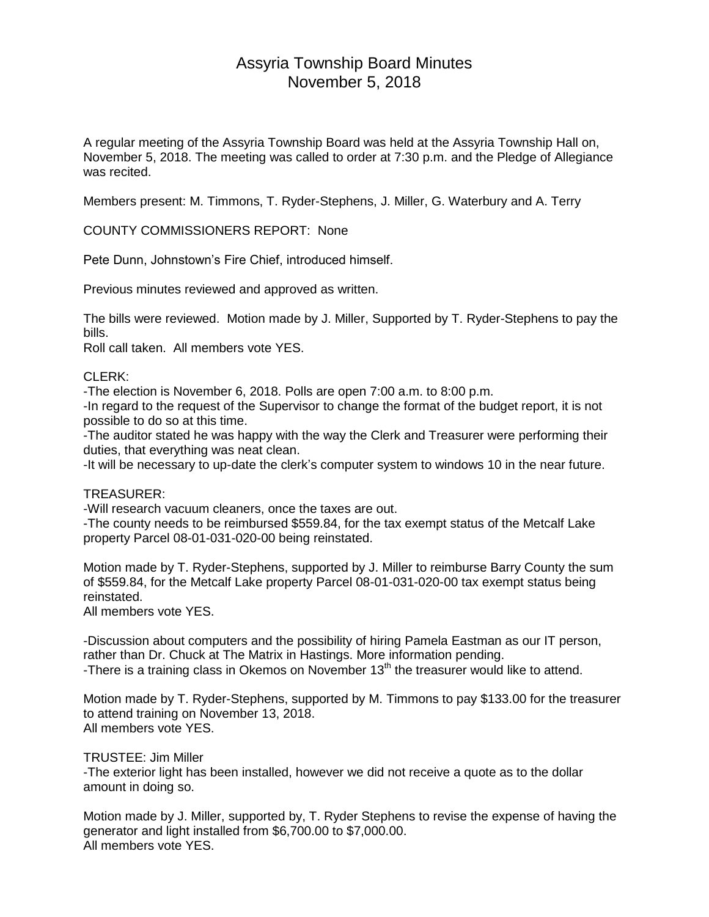# Assyria Township Board Minutes
## November 5, 2018

A regular meeting of the Assyria Township Board was held at the Assyria Township Hall on, November 5, 2018. The meeting was called to order at 7:30 p.m. and the Pledge of Allegiance was recited.

Members present: M. Timmons, T. Ryder-Stephens, J. Miller, G. Waterbury and A. Terry

COUNTY COMMISSIONERS REPORT: None

Pete Dunn, Johnstown's Fire Chief, introduced himself.

Previous minutes reviewed and approved as written.

The bills were reviewed. Motion made by J. Miller, Supported by T. Ryder-Stephens to pay the bills.
Roll call taken. All members vote YES.

CLERK:
-The election is November 6, 2018. Polls are open 7:00 a.m. to 8:00 p.m.
-In regard to the request of the Supervisor to change the format of the budget report, it is not possible to do so at this time.
-The auditor stated he was happy with the way the Clerk and Treasurer were performing their duties, that everything was neat clean.
-It will be necessary to up-date the clerk's computer system to windows 10 in the near future.

TREASURER:
-Will research vacuum cleaners, once the taxes are out.
-The county needs to be reimbursed $559.84, for the tax exempt status of the Metcalf Lake property Parcel 08-01-031-020-00 being reinstated.

Motion made by T. Ryder-Stephens, supported by J. Miller to reimburse Barry County the sum of $559.84, for the Metcalf Lake property Parcel 08-01-031-020-00 tax exempt status being reinstated.
All members vote YES.

-Discussion about computers and the possibility of hiring Pamela Eastman as our IT person, rather than Dr. Chuck at The Matrix in Hastings. More information pending.
-There is a training class in Okemos on November 13th the treasurer would like to attend.

Motion made by T. Ryder-Stephens, supported by M. Timmons to pay $133.00 for the treasurer to attend training on November 13, 2018.
All members vote YES.

TRUSTEE: Jim Miller
-The exterior light has been installed, however we did not receive a quote as to the dollar amount in doing so.

Motion made by J. Miller, supported by, T. Ryder Stephens to revise the expense of having the generator and light installed from $6,700.00 to $7,000.00.
All members vote YES.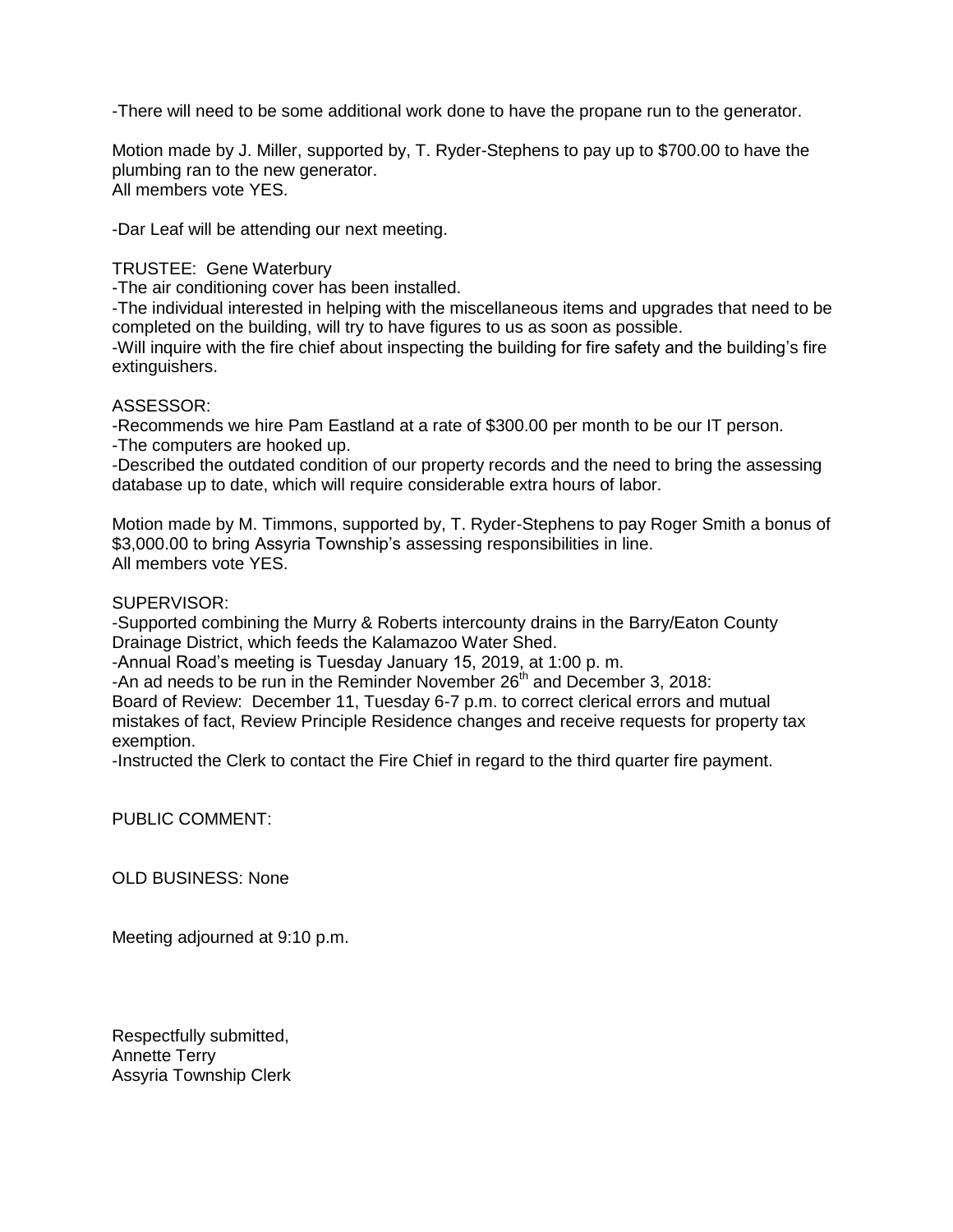-There will need to be some additional work done to have the propane run to the generator.

Motion made by J. Miller, supported by, T. Ryder-Stephens to pay up to $700.00 to have the plumbing ran to the new generator.
All members vote YES.

-Dar Leaf will be attending our next meeting.

TRUSTEE: Gene Waterbury
-The air conditioning cover has been installed.
-The individual interested in helping with the miscellaneous items and upgrades that need to be completed on the building, will try to have figures to us as soon as possible.
-Will inquire with the fire chief about inspecting the building for fire safety and the building's fire extinguishers.

ASSESSOR:
-Recommends we hire Pam Eastland at a rate of $300.00 per month to be our IT person.
-The computers are hooked up.
-Described the outdated condition of our property records and the need to bring the assessing database up to date, which will require considerable extra hours of labor.

Motion made by M. Timmons, supported by, T. Ryder-Stephens to pay Roger Smith a bonus of $3,000.00 to bring Assyria Township's assessing responsibilities in line.
All members vote YES.

SUPERVISOR:
-Supported combining the Murry & Roberts intercounty drains in the Barry/Eaton County Drainage District, which feeds the Kalamazoo Water Shed.
-Annual Road's meeting is Tuesday January 15, 2019, at 1:00 p. m.
-An ad needs to be run in the Reminder November 26th and December 3, 2018:
Board of Review: December 11, Tuesday 6-7 p.m. to correct clerical errors and mutual mistakes of fact, Review Principle Residence changes and receive requests for property tax exemption.
-Instructed the Clerk to contact the Fire Chief in regard to the third quarter fire payment.

PUBLIC COMMENT:

OLD BUSINESS: None

Meeting adjourned at 9:10 p.m.

Respectfully submitted,
Annette Terry
Assyria Township Clerk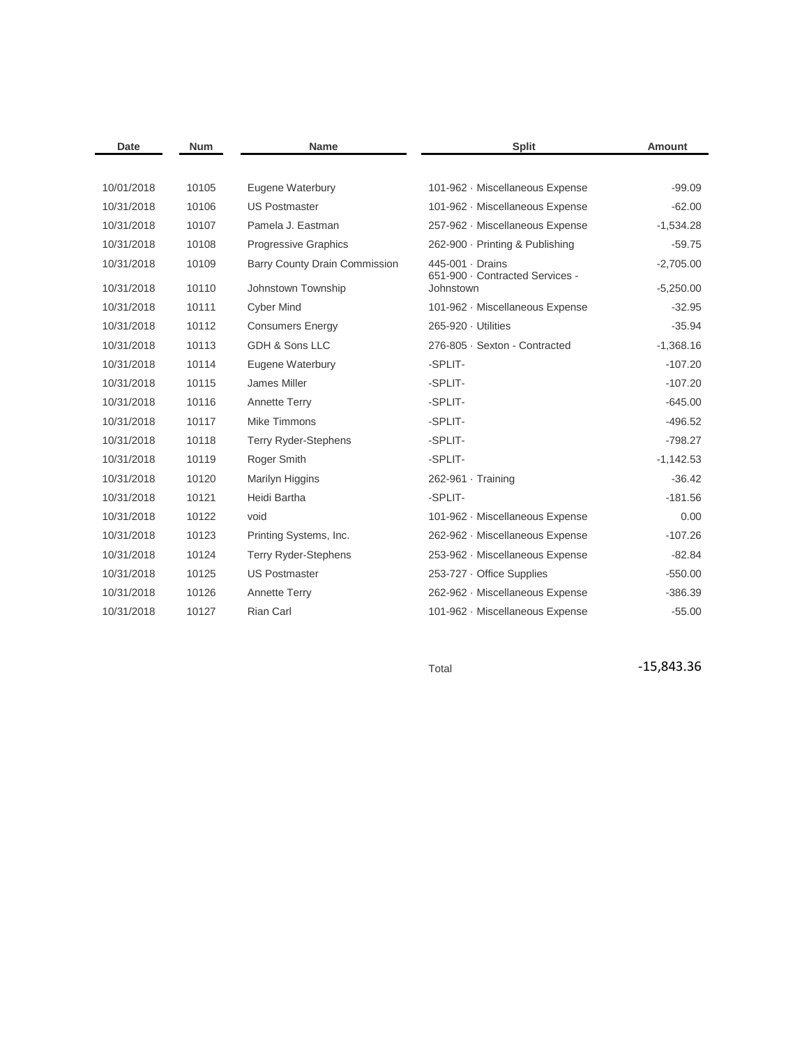| Date | Num | Name | Split | Amount |
|---|---|---|---|---|
| 10/01/2018 | 10105 | Eugene Waterbury | 101-962 · Miscellaneous Expense | -99.09 |
| 10/31/2018 | 10106 | US Postmaster | 101-962 · Miscellaneous Expense | -62.00 |
| 10/31/2018 | 10107 | Pamela J. Eastman | 257-962 · Miscellaneous Expense | -1,534.28 |
| 10/31/2018 | 10108 | Progressive Graphics | 262-900 · Printing & Publishing | -59.75 |
| 10/31/2018 | 10109 | Barry County Drain Commission | 445-001 · Drains | -2,705.00 |
| 10/31/2018 | 10110 | Johnstown Township | 651-900 · Contracted Services - Johnstown | -5,250.00 |
| 10/31/2018 | 10111 | Cyber Mind | 101-962 · Miscellaneous Expense | -32.95 |
| 10/31/2018 | 10112 | Consumers Energy | 265-920 · Utilities | -35.94 |
| 10/31/2018 | 10113 | GDH & Sons LLC | 276-805 · Sexton - Contracted | -1,368.16 |
| 10/31/2018 | 10114 | Eugene Waterbury | -SPLIT- | -107.20 |
| 10/31/2018 | 10115 | James Miller | -SPLIT- | -107.20 |
| 10/31/2018 | 10116 | Annette Terry | -SPLIT- | -645.00 |
| 10/31/2018 | 10117 | Mike Timmons | -SPLIT- | -496.52 |
| 10/31/2018 | 10118 | Terry Ryder-Stephens | -SPLIT- | -798.27 |
| 10/31/2018 | 10119 | Roger Smith | -SPLIT- | -1,142.53 |
| 10/31/2018 | 10120 | Marilyn Higgins | 262-961 · Training | -36.42 |
| 10/31/2018 | 10121 | Heidi Bartha | -SPLIT- | -181.56 |
| 10/31/2018 | 10122 | void | 101-962 · Miscellaneous Expense | 0.00 |
| 10/31/2018 | 10123 | Printing Systems, Inc. | 262-962 · Miscellaneous Expense | -107.26 |
| 10/31/2018 | 10124 | Terry Ryder-Stephens | 253-962 · Miscellaneous Expense | -82.84 |
| 10/31/2018 | 10125 | US Postmaster | 253-727 · Office Supplies | -550.00 |
| 10/31/2018 | 10126 | Annette Terry | 262-962 · Miscellaneous Expense | -386.39 |
| 10/31/2018 | 10127 | Rian Carl | 101-962 · Miscellaneous Expense | -55.00 |
| | | | Total | -15,843.36 |